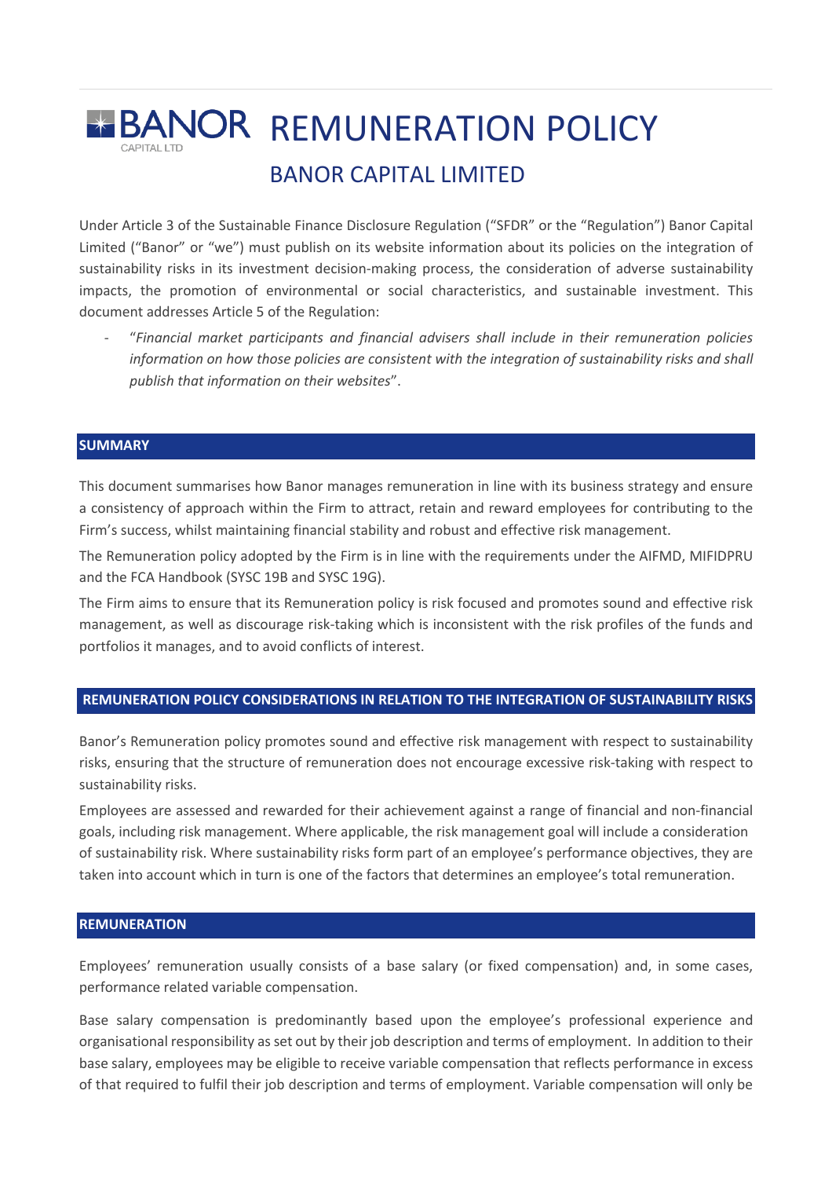# REMUNERATION POLICY

## BANOR CAPITAL LIMITED

Under Article 3 of the Sustainable Finance Disclosure Regulation ("SFDR" or the "Regulation") Banor Capital Limited ("Banor" or "we") must publish on its website information about its policies on the integration of sustainability risks in its investment decision-making process, the consideration of adverse sustainability impacts, the promotion of environmental or social characteristics, and sustainable investment. This document addresses Article 5 of the Regulation:

- "*Financial market participants and financial advisers shall include in their remuneration policies information on how those policies are consistent with the integration of sustainability risks and shall publish that information on their websites*".

### SUMMARY

This document summarises how Banor manages remuneration in line with its business strategy and ensure a consistency of approach within the Firm to attract, retain and reward employees for contributing to the Firm's success, whilst maintaining financial stability and robust and effective risk management.

The Remuneration policy adopted by the Firm is in line with the requirements under the AIFMD, MIFIDPRU and the FCA Handbook (SYSC 19B and SYSC 19G).

The Firm aims to ensure that its Remuneration policy is risk focused and promotes sound and effective risk management, as well as discourage risk-taking which is inconsistent with the risk profiles of the funds and portfolios it manages, and to avoid conflicts of interest.

### REMUNERATION POLICY CONSIDERATIONS IN RELATION TO THE INTEGRATION OF SUSTAINABILITY RISKS

Banor's Remuneration policy promotes sound and effective risk management with respect to sustainability risks, ensuring that the structure of remuneration does not encourage excessive risk-taking with respect to sustainability risks.

Employees are assessed and rewarded for their achievement against a range of financial and non-financial goals, including risk management. Where applicable, the risk management goal will include a consideration of sustainability risk. Where sustainability risks form part of an employee's performance objectives, they are taken into account which in turn is one of the factors that determines an employee's total remuneration.

### REMUNERATION

Employees' remuneration usually consists of a base salary (or fixed compensation) and, in some cases, performance related variable compensation.

Base salary compensation is predominantly based upon the employee's professional experience and organisational responsibility as set out by their job description and terms of employment. In addition to their base salary, employees may be eligible to receive variable compensation that reflects performance in excess of that required to fulfil their job description and terms of employment. Variable compensation will only be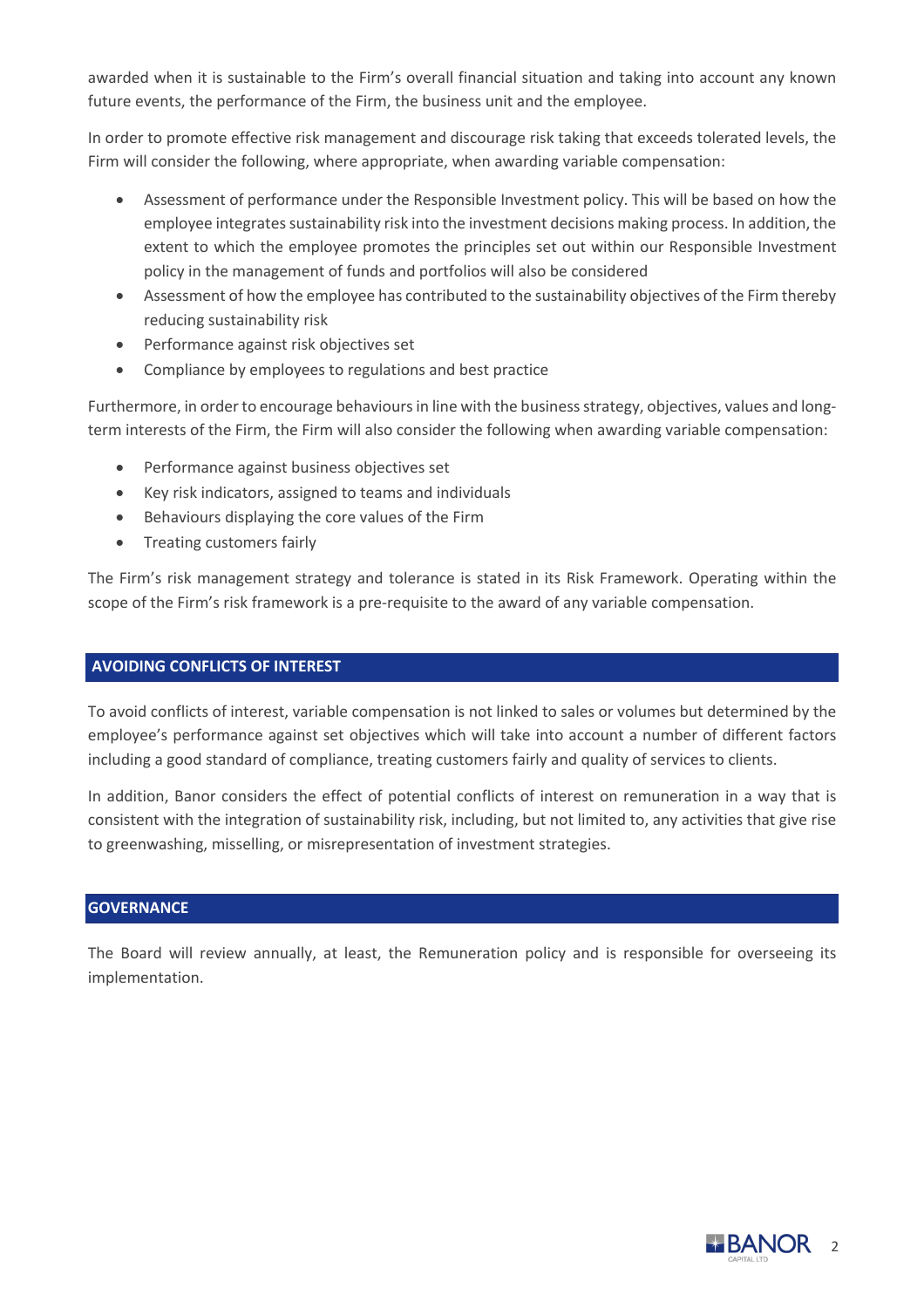awarded when it is sustainable to the Firm's overall financial situation and taking into account any known future events, the performance of the Firm, the business unit and the employee.

In order to promote effective risk management and discourage risk taking that exceeds tolerated levels, the Firm will consider the following, where appropriate, when awarding variable compensation:

- Assessment of performance under the Responsible Investment policy. This will be based on how the employee integrates sustainability risk into the investment decisions making process. In addition, the extent to which the employee promotes the principles set out within our Responsible Investment policy in the management of funds and portfolios will also be considered
- Assessment of how the employee has contributed to the sustainability objectives of the Firm thereby reducing sustainability risk
- Performance against risk objectives set
- Compliance by employees to regulations and best practice

Furthermore, in order to encourage behaviours in line with the business strategy, objectives, values and long-term interests of the Firm, the Firm will also consider the following when awarding variable compensation:

- Performance against business objectives set
- Key risk indicators, assigned to teams and individuals
- Behaviours displaying the core values of the Firm
- Treating customers fairly

The Firm's risk management strategy and tolerance is stated in its Risk Framework. Operating within the scope of the Firm's risk framework is a pre-requisite to the award of any variable compensation.

## AVOIDING CONFLICTS OF INTEREST

To avoid conflicts of interest, variable compensation is not linked to sales or volumes but determined by the employee's performance against set objectives which will take into account a number of different factors including a good standard of compliance, treating customers fairly and quality of services to clients.

In addition, Banor considers the effect of potential conflicts of interest on remuneration in a way that is consistent with the integration of sustainability risk, including, but not limited to, any activities that give rise to greenwashing, misselling, or misrepresentation of investment strategies.

## GOVERNANCE

The Board will review annually, at least, the Remuneration policy and is responsible for overseeing its implementation.